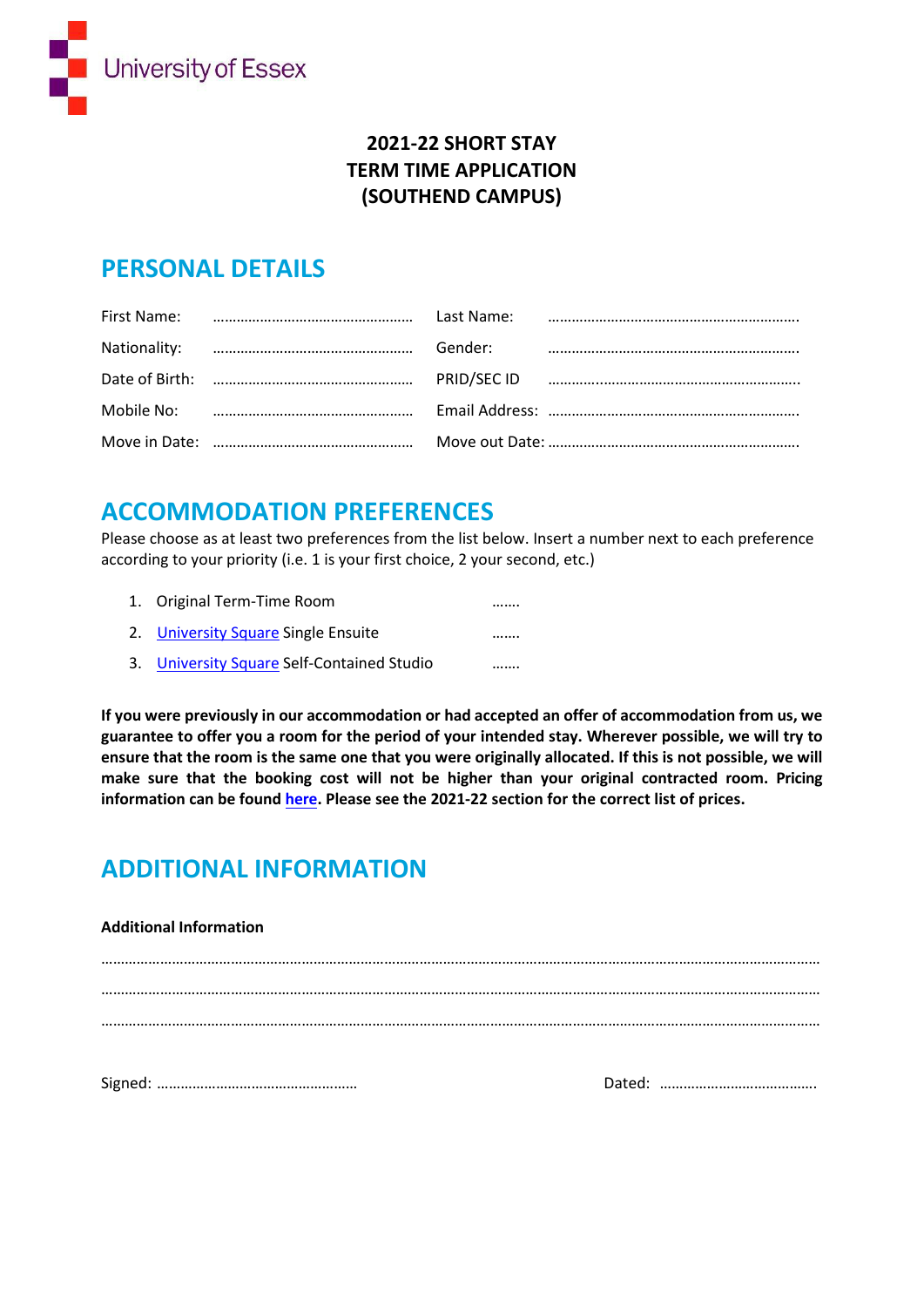University of Essex

# 2021-22 SHORT STAY TERM TIME APPLICATION (SOUTHEND CAMPUS)

## PERSONAL DETAILS

| | | | |
|---|---|---|---|
| First Name: | …………………………………………… | Last Name: | ………………………………………………………. |
| Nationality: | …………………………………………… | Gender: | ………………………………………………………. |
| Date of Birth: | …………………………………………… | PRID/SEC ID | ………………………………………………………. |
| Mobile No: | …………………………………………… | Email Address: | ………………………………………………………. |
| Move in Date: | …………………………………………… | Move out Date: | ………………………………………………………. |

## ACCOMMODATION PREFERENCES

Please choose as at least two preferences from the list below. Insert a number next to each preference according to your priority (i.e. 1 is your first choice, 2 your second, etc.)

1. Original Term-Time Room …….
2. University Square Single Ensuite …….
3. University Square Self-Contained Studio …….

**If you were previously in our accommodation or had accepted an offer of accommodation from us, we guarantee to offer you a room for the period of your intended stay. Wherever possible, we will try to ensure that the room is the same one that you were originally allocated. If this is not possible, we will make sure that the booking cost will not be higher than your original contracted room. Pricing information can be found here. Please see the 2021-22 section for the correct list of prices.**

## ADDITIONAL INFORMATION

**Additional Information**

……………………………………………………………………………………………………………………………………………………

……………………………………………………………………………………………………………………………………………………

……………………………………………………………………………………………………………………………………………………

Signed: …………………………………………… Dated: ………………………………….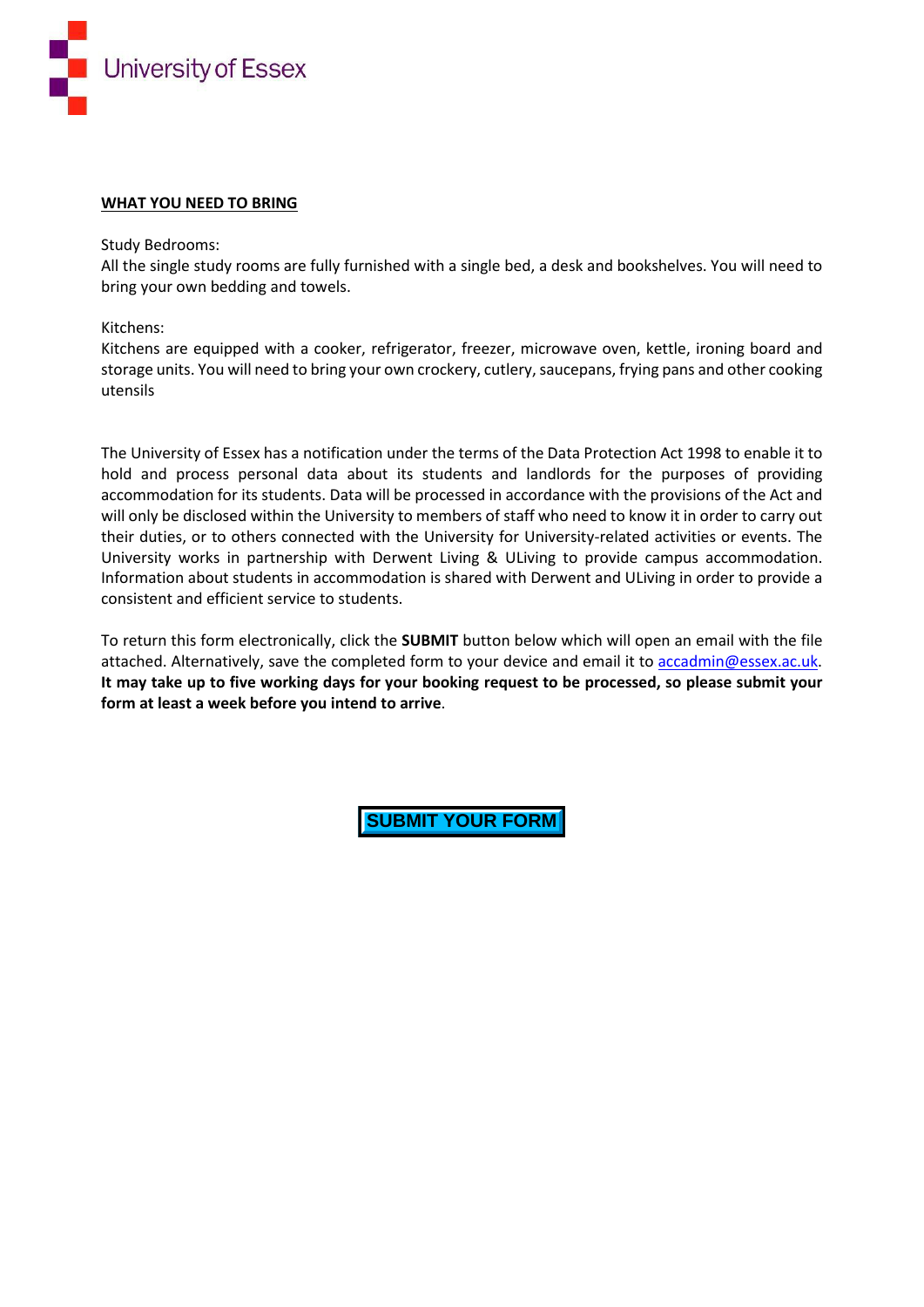University of Essex

## WHAT YOU NEED TO BRING

Study Bedrooms:
All the single study rooms are fully furnished with a single bed, a desk and bookshelves. You will need to bring your own bedding and towels.

Kitchens:
Kitchens are equipped with a cooker, refrigerator, freezer, microwave oven, kettle, ironing board and storage units. You will need to bring your own crockery, cutlery, saucepans, frying pans and other cooking utensils

The University of Essex has a notification under the terms of the Data Protection Act 1998 to enable it to hold and process personal data about its students and landlords for the purposes of providing accommodation for its students. Data will be processed in accordance with the provisions of the Act and will only be disclosed within the University to members of staff who need to know it in order to carry out their duties, or to others connected with the University for University-related activities or events. The University works in partnership with Derwent Living & ULiving to provide campus accommodation. Information about students in accommodation is shared with Derwent and ULiving in order to provide a consistent and efficient service to students.

To return this form electronically, click the **SUBMIT** button below which will open an email with the file attached. Alternatively, save the completed form to your device and email it to accadmin@essex.ac.uk. **It may take up to five working days for your booking request to be processed, so please submit your form at least a week before you intend to arrive**.

**SUBMIT YOUR FORM**